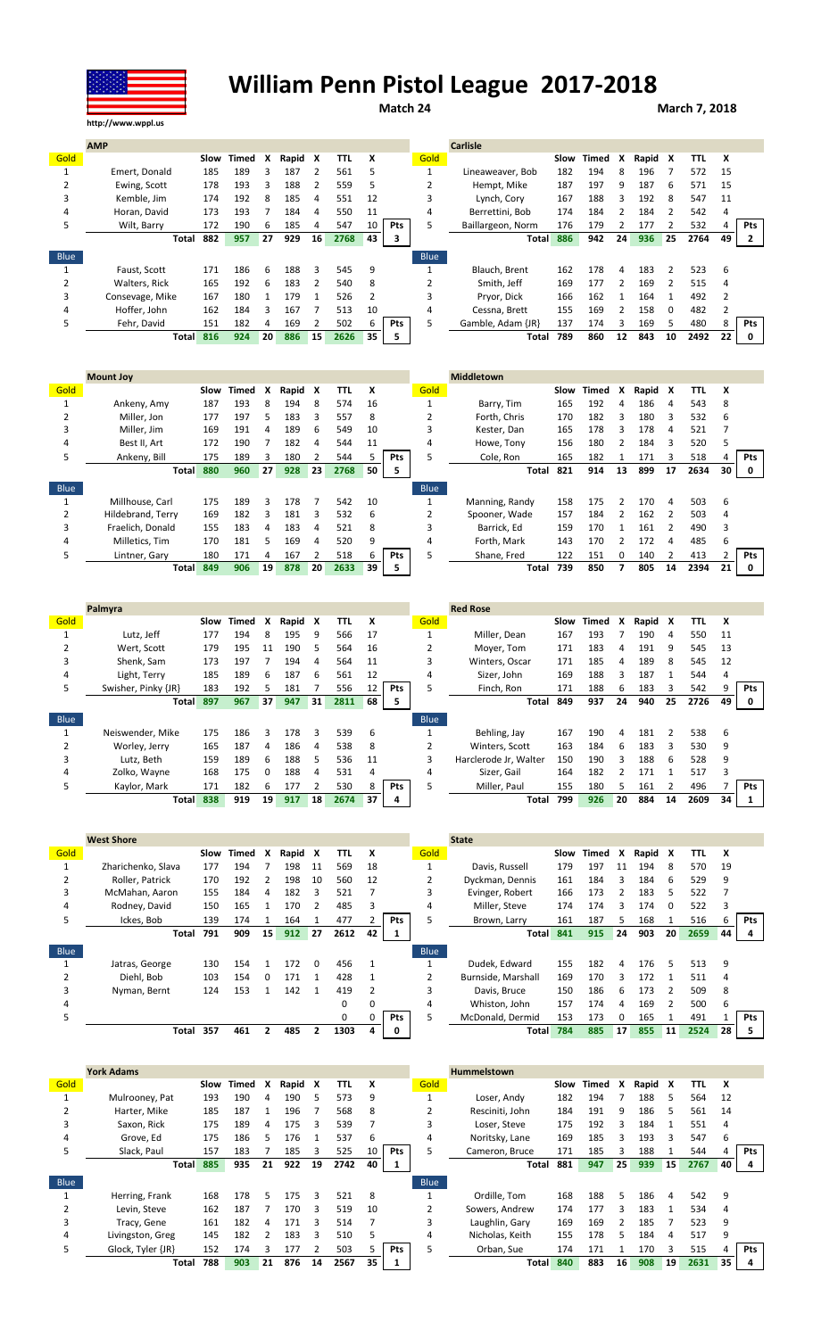# William Penn Pistol League 2017-2018

http://www.wppl.us

**Match 24** — **March 7, 2018**

## AMP

| Gold | | Slow | Timed | X | Rapid | X | TTL | X | |
|---|---|---|---|---|---|---|---|---|---|
| 1 | Emert, Donald | 185 | 189 | 3 | 187 | 2 | 561 | 5 | |
| 2 | Ewing, Scott | 178 | 193 | 3 | 188 | 2 | 559 | 5 | |
| 3 | Kemble, Jim | 174 | 192 | 8 | 185 | 4 | 551 | 12 | |
| 4 | Horan, David | 173 | 193 | 7 | 184 | 4 | 550 | 11 | |
| 5 | Wilt, Barry | 172 | 190 | 6 | 185 | 4 | 547 | 10 | Pts |
| | Total | 882 | 957 | 27 | 929 | 16 | 2768 | 43 | 3 |

| Blue | | Slow | Timed | X | Rapid | X | TTL | X | |
|---|---|---|---|---|---|---|---|---|---|
| 1 | Faust, Scott | 171 | 186 | 6 | 188 | 3 | 545 | 9 | |
| 2 | Walters, Rick | 165 | 192 | 6 | 183 | 2 | 540 | 8 | |
| 3 | Consevage, Mike | 167 | 180 | 1 | 179 | 1 | 526 | 2 | |
| 4 | Hoffer, John | 162 | 184 | 3 | 167 | 7 | 513 | 10 | |
| 5 | Fehr, David | 151 | 182 | 4 | 169 | 2 | 502 | 6 | Pts |
| | Total | 816 | 924 | 20 | 886 | 15 | 2626 | 35 | 5 |

## Carlisle

| Gold | | Slow | Timed | X | Rapid | X | TTL | X | |
|---|---|---|---|---|---|---|---|---|---|
| 1 | Lineaweaver, Bob | 182 | 194 | 8 | 196 | 7 | 572 | 15 | |
| 2 | Hempt, Mike | 187 | 197 | 9 | 187 | 6 | 571 | 15 | |
| 3 | Lynch, Cory | 167 | 188 | 3 | 192 | 8 | 547 | 11 | |
| 4 | Berrettini, Bob | 174 | 184 | 2 | 184 | 2 | 542 | 4 | |
| 5 | Baillargeon, Norm | 176 | 179 | 2 | 177 | 2 | 532 | 4 | Pts |
| | Total | 886 | 942 | 24 | 936 | 25 | 2764 | 49 | 2 |

| Blue | | Slow | Timed | X | Rapid | X | TTL | X | |
|---|---|---|---|---|---|---|---|---|---|
| 1 | Blauch, Brent | 162 | 178 | 4 | 183 | 2 | 523 | 6 | |
| 2 | Smith, Jeff | 169 | 177 | 2 | 169 | 2 | 515 | 4 | |
| 3 | Pryor, Dick | 166 | 162 | 1 | 164 | 1 | 492 | 2 | |
| 4 | Cessna, Brett | 155 | 169 | 2 | 158 | 0 | 482 | 2 | |
| 5 | Gamble, Adam {JR} | 137 | 174 | 3 | 169 | 5 | 480 | 8 | Pts |
| | Total | 789 | 860 | 12 | 843 | 10 | 2492 | 22 | 0 |

## Mount Joy

| Gold | | Slow | Timed | X | Rapid | X | TTL | X | |
|---|---|---|---|---|---|---|---|---|---|
| 1 | Ankeny, Amy | 187 | 193 | 8 | 194 | 8 | 574 | 16 | |
| 2 | Miller, Jon | 177 | 197 | 5 | 183 | 3 | 557 | 8 | |
| 3 | Miller, Jim | 169 | 191 | 4 | 189 | 6 | 549 | 10 | |
| 4 | Best II, Art | 172 | 190 | 7 | 182 | 4 | 544 | 11 | |
| 5 | Ankeny, Bill | 175 | 189 | 3 | 180 | 2 | 544 | 5 | Pts |
| | Total | 880 | 960 | 27 | 928 | 23 | 2768 | 50 | 5 |

| Blue | | Slow | Timed | X | Rapid | X | TTL | X | |
|---|---|---|---|---|---|---|---|---|---|
| 1 | Millhouse, Carl | 175 | 189 | 3 | 178 | 7 | 542 | 10 | |
| 2 | Hildebrand, Terry | 169 | 182 | 3 | 181 | 3 | 532 | 6 | |
| 3 | Fraelich, Donald | 155 | 183 | 4 | 183 | 4 | 521 | 8 | |
| 4 | Milletics, Tim | 170 | 181 | 5 | 169 | 4 | 520 | 9 | |
| 5 | Lintner, Gary | 180 | 171 | 4 | 167 | 2 | 518 | 6 | Pts |
| | Total | 849 | 906 | 19 | 878 | 20 | 2633 | 39 | 5 |

## Middletown

| Gold | | Slow | Timed | X | Rapid | X | TTL | X | |
|---|---|---|---|---|---|---|---|---|---|
| 1 | Barry, Tim | 165 | 192 | 4 | 186 | 4 | 543 | 8 | |
| 2 | Forth, Chris | 170 | 182 | 3 | 180 | 3 | 532 | 6 | |
| 3 | Kester, Dan | 165 | 178 | 3 | 178 | 4 | 521 | 7 | |
| 4 | Howe, Tony | 156 | 180 | 2 | 184 | 3 | 520 | 5 | |
| 5 | Cole, Ron | 165 | 182 | 1 | 171 | 3 | 518 | 4 | Pts |
| | Total | 821 | 914 | 13 | 899 | 17 | 2634 | 30 | 0 |

| Blue | | Slow | Timed | X | Rapid | X | TTL | X | |
|---|---|---|---|---|---|---|---|---|---|
| 1 | Manning, Randy | 158 | 175 | 2 | 170 | 4 | 503 | 6 | |
| 2 | Spooner, Wade | 157 | 184 | 2 | 162 | 2 | 503 | 4 | |
| 3 | Barrick, Ed | 159 | 170 | 1 | 161 | 2 | 490 | 3 | |
| 4 | Forth, Mark | 143 | 170 | 2 | 172 | 4 | 485 | 6 | |
| 5 | Shane, Fred | 122 | 151 | 0 | 140 | 2 | 413 | 2 | Pts |
| | Total | 739 | 850 | 7 | 805 | 14 | 2394 | 21 | 0 |

## Palmyra

| Gold | | Slow | Timed | X | Rapid | X | TTL | X | |
|---|---|---|---|---|---|---|---|---|---|
| 1 | Lutz, Jeff | 177 | 194 | 8 | 195 | 9 | 566 | 17 | |
| 2 | Wert, Scott | 179 | 195 | 11 | 190 | 5 | 564 | 16 | |
| 3 | Shenk, Sam | 173 | 197 | 7 | 194 | 4 | 564 | 11 | |
| 4 | Light, Terry | 185 | 189 | 6 | 187 | 6 | 561 | 12 | |
| 5 | Swisher, Pinky {JR} | 183 | 192 | 5 | 181 | 7 | 556 | 12 | Pts |
| | Total | 897 | 967 | 37 | 947 | 31 | 2811 | 68 | 5 |

| Blue | | Slow | Timed | X | Rapid | X | TTL | X | |
|---|---|---|---|---|---|---|---|---|---|
| 1 | Neiswender, Mike | 175 | 186 | 3 | 178 | 3 | 539 | 6 | |
| 2 | Worley, Jerry | 165 | 187 | 4 | 186 | 4 | 538 | 8 | |
| 3 | Lutz, Beth | 159 | 189 | 6 | 188 | 5 | 536 | 11 | |
| 4 | Zolko, Wayne | 168 | 175 | 0 | 188 | 4 | 531 | 4 | |
| 5 | Kaylor, Mark | 171 | 182 | 6 | 177 | 2 | 530 | 8 | Pts |
| | Total | 838 | 919 | 19 | 917 | 18 | 2674 | 37 | 4 |

## Red Rose

| Gold | | Slow | Timed | X | Rapid | X | TTL | X | |
|---|---|---|---|---|---|---|---|---|---|
| 1 | Miller, Dean | 167 | 193 | 7 | 190 | 4 | 550 | 11 | |
| 2 | Moyer, Tom | 171 | 183 | 4 | 191 | 9 | 545 | 13 | |
| 3 | Winters, Oscar | 171 | 185 | 4 | 189 | 8 | 545 | 12 | |
| 4 | Sizer, John | 169 | 188 | 3 | 187 | 1 | 544 | 4 | |
| 5 | Finch, Ron | 171 | 188 | 6 | 183 | 3 | 542 | 9 | Pts |
| | Total | 849 | 937 | 24 | 940 | 25 | 2726 | 49 | 0 |

| Blue | | Slow | Timed | X | Rapid | X | TTL | X | |
|---|---|---|---|---|---|---|---|---|---|
| 1 | Behling, Jay | 167 | 190 | 4 | 181 | 2 | 538 | 6 | |
| 2 | Winters, Scott | 163 | 184 | 6 | 183 | 3 | 530 | 9 | |
| 3 | Harclerode Jr, Walter | 150 | 190 | 3 | 188 | 6 | 528 | 9 | |
| 4 | Sizer, Gail | 164 | 182 | 2 | 171 | 1 | 517 | 3 | |
| 5 | Miller, Paul | 155 | 180 | 5 | 161 | 2 | 496 | 7 | Pts |
| | Total | 799 | 926 | 20 | 884 | 14 | 2609 | 34 | 1 |

## West Shore

| Gold | | Slow | Timed | X | Rapid | X | TTL | X | |
|---|---|---|---|---|---|---|---|---|---|
| 1 | Zharichenko, Slava | 177 | 194 | 7 | 198 | 11 | 569 | 18 | |
| 2 | Roller, Patrick | 170 | 192 | 2 | 198 | 10 | 560 | 12 | |
| 3 | McMahan, Aaron | 155 | 184 | 4 | 182 | 3 | 521 | 7 | |
| 4 | Rodney, David | 150 | 165 | 1 | 170 | 2 | 485 | 3 | |
| 5 | Ickes, Bob | 139 | 174 | 1 | 164 | 1 | 477 | 2 | Pts |
| | Total | 791 | 909 | 15 | 912 | 27 | 2612 | 42 | 1 |

| Blue | | Slow | Timed | X | Rapid | X | TTL | X | |
|---|---|---|---|---|---|---|---|---|---|
| 1 | Jatras, George | 130 | 154 | 1 | 172 | 0 | 456 | 1 | |
| 2 | Diehl, Bob | 103 | 154 | 0 | 171 | 1 | 428 | 1 | |
| 3 | Nyman, Bernt | 124 | 153 | 1 | 142 | 1 | 419 | 2 | |
| 4 | | | | | | | 0 | 0 | |
| 5 | | | | | | | 0 | 0 | Pts |
| | Total | 357 | 461 | 2 | 485 | 2 | 1303 | 4 | 0 |

## State

| Gold | | Slow | Timed | X | Rapid | X | TTL | X | |
|---|---|---|---|---|---|---|---|---|---|
| 1 | Davis, Russell | 179 | 197 | 11 | 194 | 8 | 570 | 19 | |
| 2 | Dyckman, Dennis | 161 | 184 | 3 | 184 | 6 | 529 | 9 | |
| 3 | Evinger, Robert | 166 | 173 | 2 | 183 | 5 | 522 | 7 | |
| 4 | Miller, Steve | 174 | 174 | 3 | 174 | 0 | 522 | 3 | |
| 5 | Brown, Larry | 161 | 187 | 5 | 168 | 1 | 516 | 6 | Pts |
| | Total | 841 | 915 | 24 | 903 | 20 | 2659 | 44 | 4 |

| Blue | | Slow | Timed | X | Rapid | X | TTL | X | |
|---|---|---|---|---|---|---|---|---|---|
| 1 | Dudek, Edward | 155 | 182 | 4 | 176 | 5 | 513 | 9 | |
| 2 | Burnside, Marshall | 169 | 170 | 3 | 172 | 1 | 511 | 4 | |
| 3 | Davis, Bruce | 150 | 186 | 6 | 173 | 2 | 509 | 8 | |
| 4 | Whiston, John | 157 | 174 | 4 | 169 | 2 | 500 | 6 | |
| 5 | McDonald, Dermid | 153 | 173 | 0 | 165 | 1 | 491 | 1 | Pts |
| | Total | 784 | 885 | 17 | 855 | 11 | 2524 | 28 | 5 |

## York Adams

| Gold | | Slow | Timed | X | Rapid | X | TTL | X | |
|---|---|---|---|---|---|---|---|---|---|
| 1 | Mulrooney, Pat | 193 | 190 | 4 | 190 | 5 | 573 | 9 | |
| 2 | Harter, Mike | 185 | 187 | 1 | 196 | 7 | 568 | 8 | |
| 3 | Saxon, Rick | 175 | 189 | 4 | 175 | 3 | 539 | 7 | |
| 4 | Grove, Ed | 175 | 186 | 5 | 176 | 1 | 537 | 6 | |
| 5 | Slack, Paul | 157 | 183 | 7 | 185 | 3 | 525 | 10 | Pts |
| | Total | 885 | 935 | 21 | 922 | 19 | 2742 | 40 | 1 |

| Blue | | Slow | Timed | X | Rapid | X | TTL | X | |
|---|---|---|---|---|---|---|---|---|---|
| 1 | Herring, Frank | 168 | 178 | 5 | 175 | 3 | 521 | 8 | |
| 2 | Levin, Steve | 162 | 187 | 7 | 170 | 3 | 519 | 10 | |
| 3 | Tracy, Gene | 161 | 182 | 4 | 171 | 3 | 514 | 7 | |
| 4 | Livingston, Greg | 145 | 182 | 2 | 183 | 3 | 510 | 5 | |
| 5 | Glock, Tyler {JR} | 152 | 174 | 3 | 177 | 2 | 503 | 5 | Pts |
| | Total | 788 | 903 | 21 | 876 | 14 | 2567 | 35 | 1 |

## Hummelstown

| Gold | | Slow | Timed | X | Rapid | X | TTL | X | |
|---|---|---|---|---|---|---|---|---|---|
| 1 | Loser, Andy | 182 | 194 | 7 | 188 | 5 | 564 | 12 | |
| 2 | Resciniti, John | 184 | 191 | 9 | 186 | 5 | 561 | 14 | |
| 3 | Loser, Steve | 175 | 192 | 3 | 184 | 1 | 551 | 4 | |
| 4 | Noritsky, Lane | 169 | 185 | 3 | 193 | 3 | 547 | 6 | |
| 5 | Cameron, Bruce | 171 | 185 | 3 | 188 | 1 | 544 | 4 | Pts |
| | Total | 881 | 947 | 25 | 939 | 15 | 2767 | 40 | 4 |

| Blue | | Slow | Timed | X | Rapid | X | TTL | X | |
|---|---|---|---|---|---|---|---|---|---|
| 1 | Ordille, Tom | 168 | 188 | 5 | 186 | 4 | 542 | 9 | |
| 2 | Sowers, Andrew | 174 | 177 | 3 | 183 | 1 | 534 | 4 | |
| 3 | Laughlin, Gary | 169 | 169 | 2 | 185 | 7 | 523 | 9 | |
| 4 | Nicholas, Keith | 155 | 178 | 5 | 184 | 4 | 517 | 9 | |
| 5 | Orban, Sue | 174 | 171 | 1 | 170 | 3 | 515 | 4 | Pts |
| | Total | 840 | 883 | 16 | 908 | 19 | 2631 | 35 | 4 |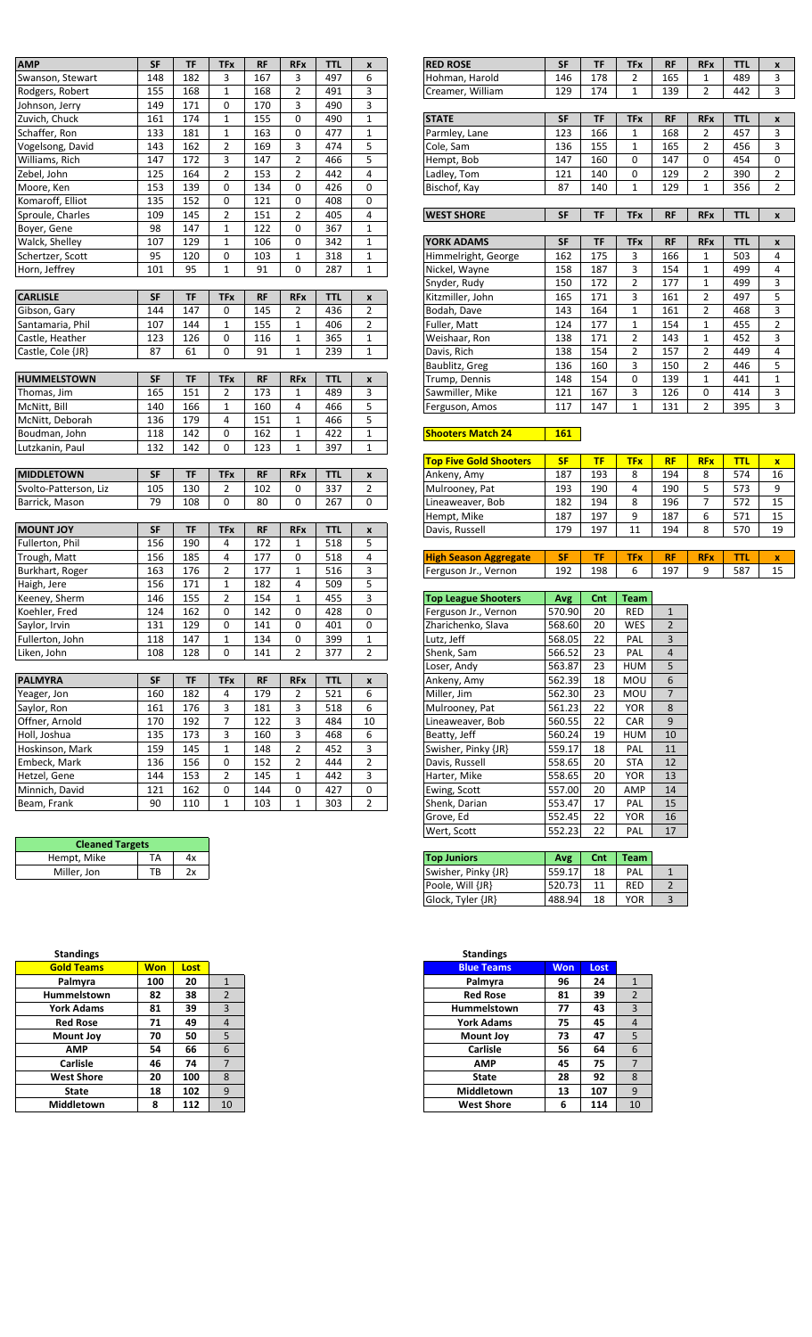| AMP | SF | TF | TFx | RF | RFx | TTL | x |
|---|---|---|---|---|---|---|---|
| Swanson, Stewart | 148 | 182 | 3 | 167 | 3 | 497 | 6 |
| Rodgers, Robert | 155 | 168 | 1 | 168 | 2 | 491 | 3 |
| Johnson, Jerry | 149 | 171 | 0 | 170 | 3 | 490 | 3 |
| Zuvich, Chuck | 161 | 174 | 1 | 155 | 0 | 490 | 1 |
| Schaffer, Ron | 133 | 181 | 1 | 163 | 0 | 477 | 1 |
| Vogelsong, David | 143 | 162 | 2 | 169 | 3 | 474 | 5 |
| Williams, Rich | 147 | 172 | 3 | 147 | 2 | 466 | 5 |
| Zebel, John | 125 | 164 | 2 | 153 | 2 | 442 | 4 |
| Moore, Ken | 153 | 139 | 0 | 134 | 0 | 426 | 0 |
| Komaroff, Elliot | 135 | 152 | 0 | 121 | 0 | 408 | 0 |
| Sproule, Charles | 109 | 145 | 2 | 151 | 2 | 405 | 4 |
| Boyer, Gene | 98 | 147 | 1 | 122 | 0 | 367 | 1 |
| Walck, Shelley | 107 | 129 | 1 | 106 | 0 | 342 | 1 |
| Schertzer, Scott | 95 | 120 | 0 | 103 | 1 | 318 | 1 |
| Horn, Jeffrey | 101 | 95 | 1 | 91 | 0 | 287 | 1 |

| CARLISLE | SF | TF | TFx | RF | RFx | TTL | x |
|---|---|---|---|---|---|---|---|
| Gibson, Gary | 144 | 147 | 0 | 145 | 2 | 436 | 2 |
| Santamaria, Phil | 107 | 144 | 1 | 155 | 1 | 406 | 2 |
| Castle, Heather | 123 | 126 | 0 | 116 | 1 | 365 | 1 |
| Castle, Cole {JR} | 87 | 61 | 0 | 91 | 1 | 239 | 1 |

| HUMMELSTOWN | SF | TF | TFx | RF | RFx | TTL | x |
|---|---|---|---|---|---|---|---|
| Thomas, Jim | 165 | 151 | 2 | 173 | 1 | 489 | 3 |
| McNitt, Bill | 140 | 166 | 1 | 160 | 4 | 466 | 5 |
| McNitt, Deborah | 136 | 179 | 4 | 151 | 1 | 466 | 5 |
| Boudman, John | 118 | 142 | 0 | 162 | 1 | 422 | 1 |
| Lutzkanin, Paul | 132 | 142 | 0 | 123 | 1 | 397 | 1 |

| MIDDLETOWN | SF | TF | TFx | RF | RFx | TTL | x |
|---|---|---|---|---|---|---|---|
| Svolto-Patterson, Liz | 105 | 130 | 2 | 102 | 0 | 337 | 2 |
| Barrick, Mason | 79 | 108 | 0 | 80 | 0 | 267 | 0 |

| MOUNT JOY | SF | TF | TFx | RF | RFx | TTL | x |
|---|---|---|---|---|---|---|---|
| Fullerton, Phil | 156 | 190 | 4 | 172 | 1 | 518 | 5 |
| Trough, Matt | 156 | 185 | 4 | 177 | 0 | 518 | 4 |
| Burkhart, Roger | 163 | 176 | 2 | 177 | 1 | 516 | 3 |
| Haigh, Jere | 156 | 171 | 1 | 182 | 4 | 509 | 5 |
| Keeney, Sherm | 146 | 155 | 2 | 154 | 1 | 455 | 3 |
| Koehler, Fred | 124 | 162 | 0 | 142 | 0 | 428 | 0 |
| Saylor, Irvin | 131 | 129 | 0 | 141 | 0 | 401 | 0 |
| Fullerton, John | 118 | 147 | 1 | 134 | 0 | 399 | 1 |
| Liken, John | 108 | 128 | 0 | 141 | 2 | 377 | 2 |

| PALMYRA | SF | TF | TFx | RF | RFx | TTL | x |
|---|---|---|---|---|---|---|---|
| Yeager, Jon | 160 | 182 | 4 | 179 | 2 | 521 | 6 |
| Saylor, Ron | 161 | 176 | 3 | 181 | 3 | 518 | 6 |
| Offner, Arnold | 170 | 192 | 7 | 122 | 3 | 484 | 10 |
| Holl, Joshua | 135 | 173 | 3 | 160 | 3 | 468 | 6 |
| Hoskinson, Mark | 159 | 145 | 1 | 148 | 2 | 452 | 3 |
| Embeck, Mark | 136 | 156 | 0 | 152 | 2 | 444 | 2 |
| Hetzel, Gene | 144 | 153 | 2 | 145 | 1 | 442 | 3 |
| Minnich, David | 121 | 162 | 0 | 144 | 0 | 427 | 0 |
| Beam, Frank | 90 | 110 | 1 | 103 | 1 | 303 | 2 |

| Cleaned Targets | | |
|---|---|---|
| Hempt, Mike | TA | 4x |
| Miller, Jon | TB | 2x |

| RED ROSE | SF | TF | TFx | RF | RFx | TTL | x |
|---|---|---|---|---|---|---|---|
| Hohman, Harold | 146 | 178 | 2 | 165 | 1 | 489 | 3 |
| Creamer, William | 129 | 174 | 1 | 139 | 2 | 442 | 3 |

| STATE | SF | TF | TFx | RF | RFx | TTL | x |
|---|---|---|---|---|---|---|---|
| Parmley, Lane | 123 | 166 | 1 | 168 | 2 | 457 | 3 |
| Cole, Sam | 136 | 155 | 1 | 165 | 2 | 456 | 3 |
| Hempt, Bob | 147 | 160 | 0 | 147 | 0 | 454 | 0 |
| Ladley, Tom | 121 | 140 | 0 | 129 | 2 | 390 | 2 |
| Bischof, Kay | 87 | 140 | 1 | 129 | 1 | 356 | 2 |

| WEST SHORE | SF | TF | TFx | RF | RFx | TTL | x |
|---|---|---|---|---|---|---|---|

| YORK ADAMS | SF | TF | TFx | RF | RFx | TTL | x |
|---|---|---|---|---|---|---|---|
| Himmelright, George | 162 | 175 | 3 | 166 | 1 | 503 | 4 |
| Nickel, Wayne | 158 | 187 | 3 | 154 | 1 | 499 | 4 |
| Snyder, Rudy | 150 | 172 | 2 | 177 | 1 | 499 | 3 |
| Kitzmiller, John | 165 | 171 | 3 | 161 | 2 | 497 | 5 |
| Bodah, Dave | 143 | 164 | 1 | 161 | 2 | 468 | 3 |
| Fuller, Matt | 124 | 177 | 1 | 154 | 1 | 455 | 2 |
| Weishaar, Ron | 138 | 171 | 2 | 143 | 1 | 452 | 3 |
| Davis, Rich | 138 | 154 | 2 | 157 | 2 | 449 | 4 |
| Baublitz, Greg | 136 | 160 | 3 | 150 | 2 | 446 | 5 |
| Trump, Dennis | 148 | 154 | 0 | 139 | 1 | 441 | 1 |
| Sawmiller, Mike | 121 | 167 | 3 | 126 | 0 | 414 | 3 |
| Ferguson, Amos | 117 | 147 | 1 | 131 | 2 | 395 | 3 |

**Shooters Match 24** 161

| Top Five Gold Shooters | SF | TF | TFx | RF | RFx | TTL | x |
|---|---|---|---|---|---|---|---|
| Ankeny, Amy | 187 | 193 | 8 | 194 | 8 | 574 | 16 |
| Mulrooney, Pat | 193 | 190 | 4 | 190 | 5 | 573 | 9 |
| Lineaweaver, Bob | 182 | 194 | 8 | 196 | 7 | 572 | 15 |
| Hempt, Mike | 187 | 197 | 9 | 187 | 6 | 571 | 15 |
| Davis, Russell | 179 | 197 | 11 | 194 | 8 | 570 | 19 |

| High Season Aggregate | SF | TF | TFx | RF | RFx | TTL | x |
|---|---|---|---|---|---|---|---|
| Ferguson Jr., Vernon | 192 | 198 | 6 | 197 | 9 | 587 | 15 |

| Top League Shooters | Avg | Cnt | Team | |
|---|---|---|---|---|
| Ferguson Jr., Vernon | 570.90 | 20 | RED | 1 |
| Zharichenko, Slava | 568.60 | 20 | WES | 2 |
| Lutz, Jeff | 568.05 | 22 | PAL | 3 |
| Shenk, Sam | 566.52 | 23 | PAL | 4 |
| Loser, Andy | 563.87 | 23 | HUM | 5 |
| Ankeny, Amy | 562.39 | 18 | MOU | 6 |
| Miller, Jim | 562.30 | 23 | MOU | 7 |
| Mulrooney, Pat | 561.23 | 22 | YOR | 8 |
| Lineaweaver, Bob | 560.55 | 22 | CAR | 9 |
| Beatty, Jeff | 560.24 | 19 | HUM | 10 |
| Swisher, Pinky {JR} | 559.17 | 18 | PAL | 11 |
| Davis, Russell | 558.65 | 20 | STA | 12 |
| Harter, Mike | 558.65 | 20 | YOR | 13 |
| Ewing, Scott | 557.00 | 20 | AMP | 14 |
| Shenk, Darian | 553.47 | 17 | PAL | 15 |
| Grove, Ed | 552.45 | 22 | YOR | 16 |
| Wert, Scott | 552.23 | 22 | PAL | 17 |

| Top Juniors | Avg | Cnt | Team | |
|---|---|---|---|---|
| Swisher, Pinky {JR} | 559.17 | 18 | PAL | 1 |
| Poole, Will {JR} | 520.73 | 11 | RED | 2 |
| Glock, Tyler {JR} | 488.94 | 18 | YOR | 3 |

**Standings**

| Gold Teams | Won | Lost | |
|---|---|---|---|
| Palmyra | 100 | 20 | 1 |
| Hummelstown | 82 | 38 | 2 |
| York Adams | 81 | 39 | 3 |
| Red Rose | 71 | 49 | 4 |
| Mount Joy | 70 | 50 | 5 |
| AMP | 54 | 66 | 6 |
| Carlisle | 46 | 74 | 7 |
| West Shore | 20 | 100 | 8 |
| State | 18 | 102 | 9 |
| Middletown | 8 | 112 | 10 |

**Standings**

| Blue Teams | Won | Lost | |
|---|---|---|---|
| Palmyra | 96 | 24 | 1 |
| Red Rose | 81 | 39 | 2 |
| Hummelstown | 77 | 43 | 3 |
| York Adams | 75 | 45 | 4 |
| Mount Joy | 73 | 47 | 5 |
| Carlisle | 56 | 64 | 6 |
| AMP | 45 | 75 | 7 |
| State | 28 | 92 | 8 |
| Middletown | 13 | 107 | 9 |
| West Shore | 6 | 114 | 10 |